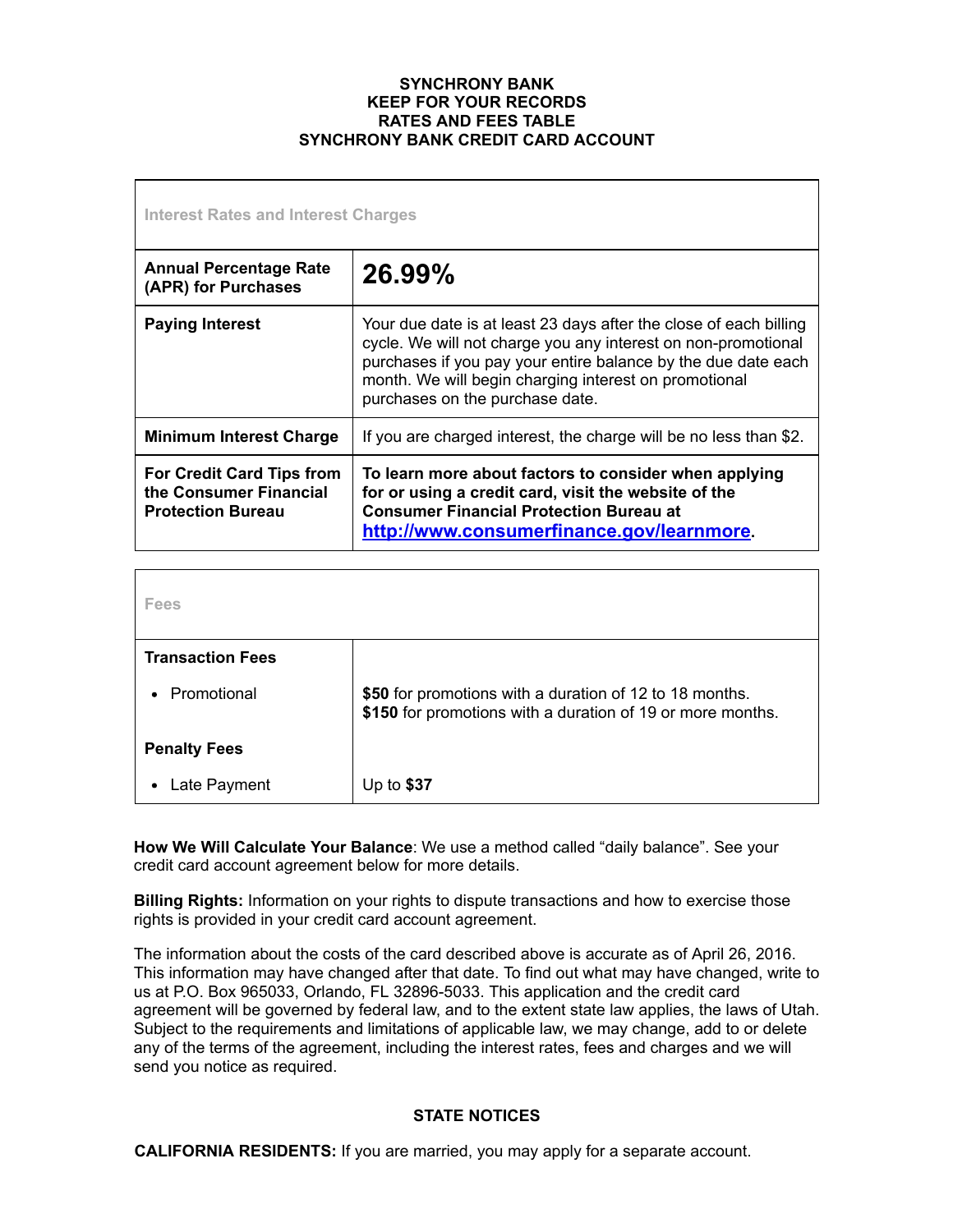**SYNCHRONY BANK**
**KEEP FOR YOUR RECORDS**
**RATES AND FEES TABLE**
**SYNCHRONY BANK CREDIT CARD ACCOUNT**

| Interest Rates and Interest Charges | |
|---|---|
| **Annual Percentage Rate (APR) for Purchases** | **26.99%** |
| **Paying Interest** | Your due date is at least 23 days after the close of each billing cycle. We will not charge you any interest on non-promotional purchases if you pay your entire balance by the due date each month. We will begin charging interest on promotional purchases on the purchase date. |
| **Minimum Interest Charge** | If you are charged interest, the charge will be no less than $2. |
| **For Credit Card Tips from the Consumer Financial Protection Bureau** | **To learn more about factors to consider when applying for or using a credit card, visit the website of the Consumer Financial Protection Bureau at [http://www.consumerfinance.gov/learnmore](http://www.consumerfinance.gov/learnmore).** |

| Fees | |
|---|---|
| **Transaction Fees** | |
| • Promotional | **$50** for promotions with a duration of 12 to 18 months. **$150** for promotions with a duration of 19 or more months. |
| **Penalty Fees** | |
| • Late Payment | Up to **$37** |

**How We Will Calculate Your Balance**: We use a method called "daily balance". See your credit card account agreement below for more details.

**Billing Rights:** Information on your rights to dispute transactions and how to exercise those rights is provided in your credit card account agreement.

The information about the costs of the card described above is accurate as of April 26, 2016. This information may have changed after that date. To find out what may have changed, write to us at P.O. Box 965033, Orlando, FL 32896-5033. This application and the credit card agreement will be governed by federal law, and to the extent state law applies, the laws of Utah. Subject to the requirements and limitations of applicable law, we may change, add to or delete any of the terms of the agreement, including the interest rates, fees and charges and we will send you notice as required.

## STATE NOTICES

**CALIFORNIA RESIDENTS:** If you are married, you may apply for a separate account.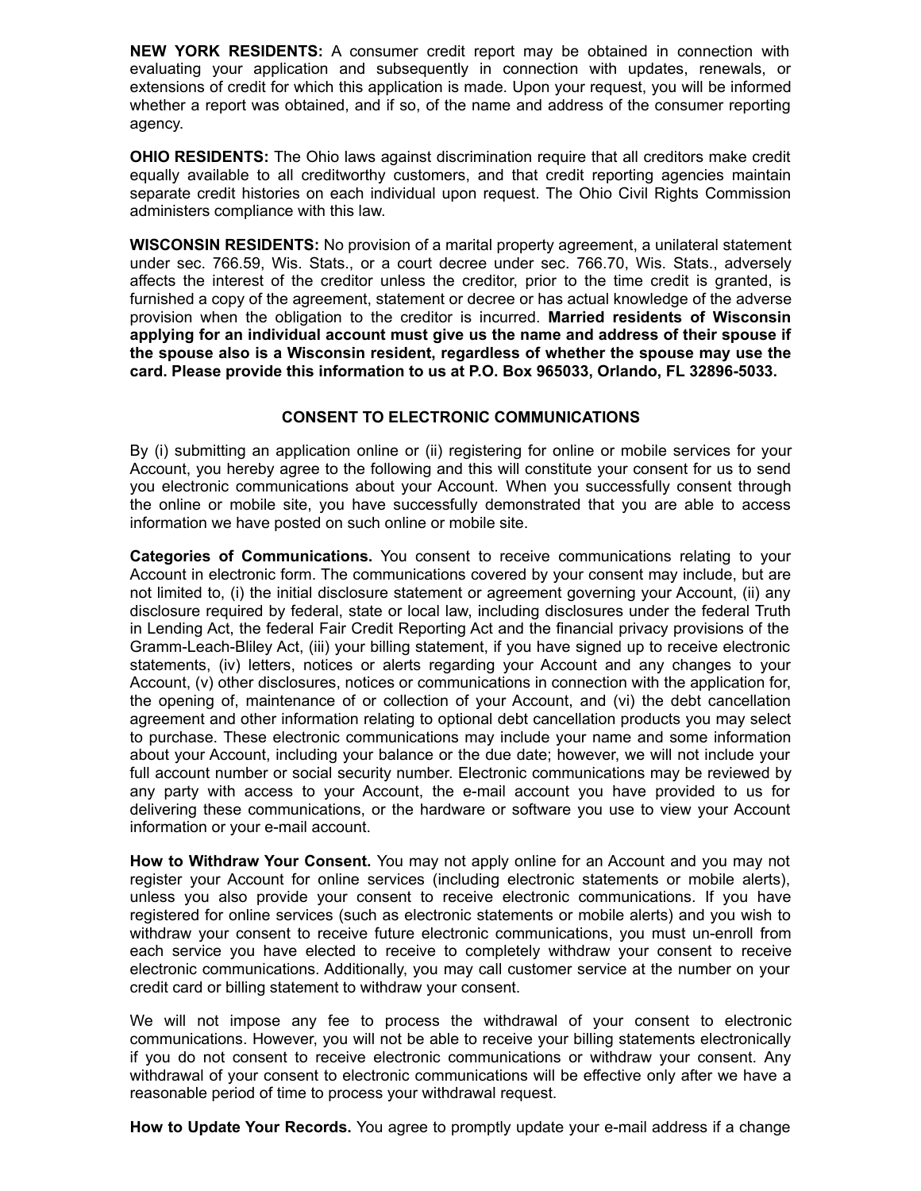**NEW YORK RESIDENTS:** A consumer credit report may be obtained in connection with evaluating your application and subsequently in connection with updates, renewals, or extensions of credit for which this application is made. Upon your request, you will be informed whether a report was obtained, and if so, of the name and address of the consumer reporting agency.

**OHIO RESIDENTS:** The Ohio laws against discrimination require that all creditors make credit equally available to all creditworthy customers, and that credit reporting agencies maintain separate credit histories on each individual upon request. The Ohio Civil Rights Commission administers compliance with this law.

**WISCONSIN RESIDENTS:** No provision of a marital property agreement, a unilateral statement under sec. 766.59, Wis. Stats., or a court decree under sec. 766.70, Wis. Stats., adversely affects the interest of the creditor unless the creditor, prior to the time credit is granted, is furnished a copy of the agreement, statement or decree or has actual knowledge of the adverse provision when the obligation to the creditor is incurred. **Married residents of Wisconsin applying for an individual account must give us the name and address of their spouse if the spouse also is a Wisconsin resident, regardless of whether the spouse may use the card. Please provide this information to us at P.O. Box 965033, Orlando, FL 32896-5033.**

## CONSENT TO ELECTRONIC COMMUNICATIONS

By (i) submitting an application online or (ii) registering for online or mobile services for your Account, you hereby agree to the following and this will constitute your consent for us to send you electronic communications about your Account. When you successfully consent through the online or mobile site, you have successfully demonstrated that you are able to access information we have posted on such online or mobile site.

**Categories of Communications.** You consent to receive communications relating to your Account in electronic form. The communications covered by your consent may include, but are not limited to, (i) the initial disclosure statement or agreement governing your Account, (ii) any disclosure required by federal, state or local law, including disclosures under the federal Truth in Lending Act, the federal Fair Credit Reporting Act and the financial privacy provisions of the Gramm-Leach-Bliley Act, (iii) your billing statement, if you have signed up to receive electronic statements, (iv) letters, notices or alerts regarding your Account and any changes to your Account, (v) other disclosures, notices or communications in connection with the application for, the opening of, maintenance of or collection of your Account, and (vi) the debt cancellation agreement and other information relating to optional debt cancellation products you may select to purchase. These electronic communications may include your name and some information about your Account, including your balance or the due date; however, we will not include your full account number or social security number. Electronic communications may be reviewed by any party with access to your Account, the e-mail account you have provided to us for delivering these communications, or the hardware or software you use to view your Account information or your e-mail account.

**How to Withdraw Your Consent.** You may not apply online for an Account and you may not register your Account for online services (including electronic statements or mobile alerts), unless you also provide your consent to receive electronic communications. If you have registered for online services (such as electronic statements or mobile alerts) and you wish to withdraw your consent to receive future electronic communications, you must un-enroll from each service you have elected to receive to completely withdraw your consent to receive electronic communications. Additionally, you may call customer service at the number on your credit card or billing statement to withdraw your consent.

We will not impose any fee to process the withdrawal of your consent to electronic communications. However, you will not be able to receive your billing statements electronically if you do not consent to receive electronic communications or withdraw your consent. Any withdrawal of your consent to electronic communications will be effective only after we have a reasonable period of time to process your withdrawal request.

**How to Update Your Records.** You agree to promptly update your e-mail address if a change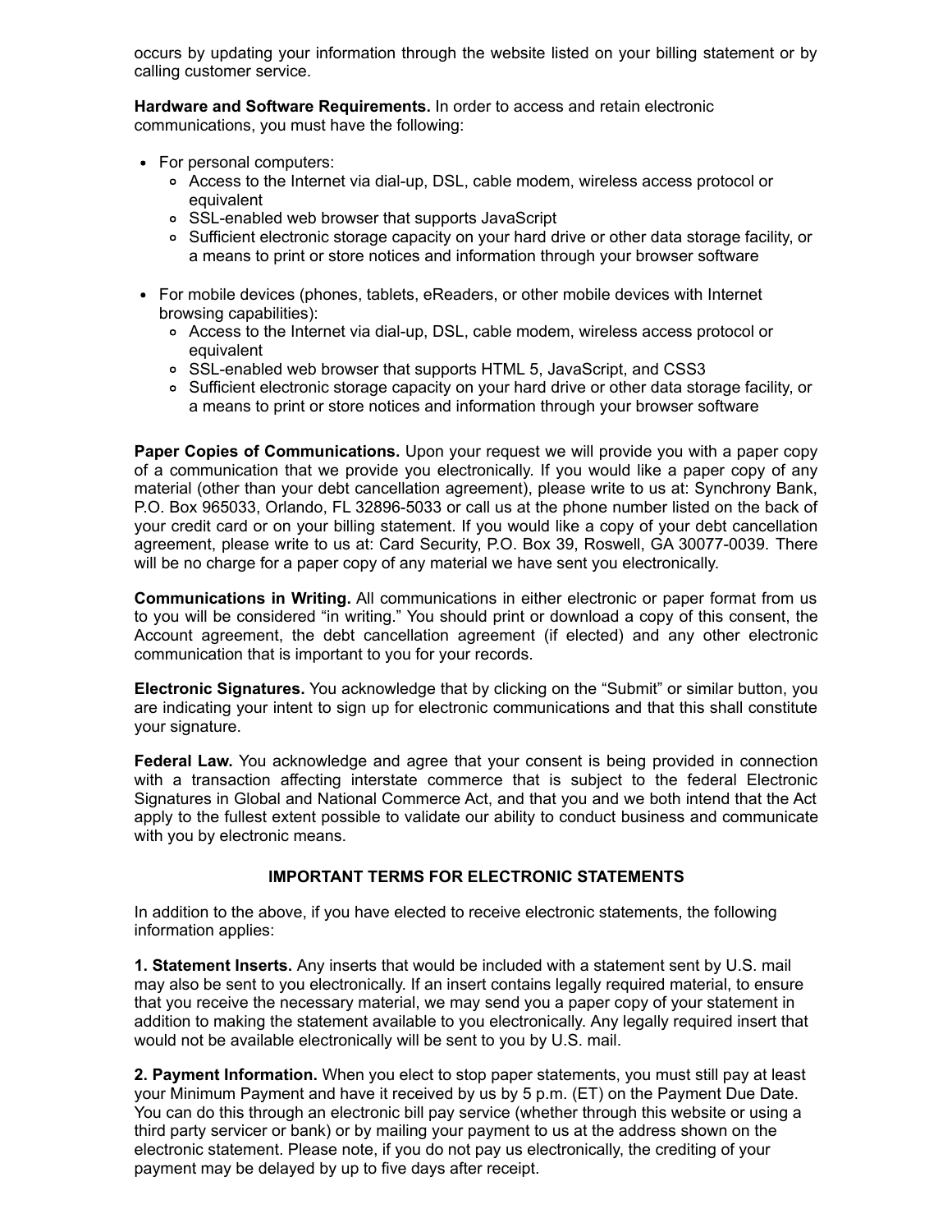occurs by updating your information through the website listed on your billing statement or by calling customer service.

**Hardware and Software Requirements.** In order to access and retain electronic communications, you must have the following:

- For personal computers:
  - Access to the Internet via dial-up, DSL, cable modem, wireless access protocol or equivalent
  - SSL-enabled web browser that supports JavaScript
  - Sufficient electronic storage capacity on your hard drive or other data storage facility, or a means to print or store notices and information through your browser software

- For mobile devices (phones, tablets, eReaders, or other mobile devices with Internet browsing capabilities):
  - Access to the Internet via dial-up, DSL, cable modem, wireless access protocol or equivalent
  - SSL-enabled web browser that supports HTML 5, JavaScript, and CSS3
  - Sufficient electronic storage capacity on your hard drive or other data storage facility, or a means to print or store notices and information through your browser software

**Paper Copies of Communications.** Upon your request we will provide you with a paper copy of a communication that we provide you electronically. If you would like a paper copy of any material (other than your debt cancellation agreement), please write to us at: Synchrony Bank, P.O. Box 965033, Orlando, FL 32896-5033 or call us at the phone number listed on the back of your credit card or on your billing statement. If you would like a copy of your debt cancellation agreement, please write to us at: Card Security, P.O. Box 39, Roswell, GA 30077-0039. There will be no charge for a paper copy of any material we have sent you electronically.

**Communications in Writing.** All communications in either electronic or paper format from us to you will be considered "in writing." You should print or download a copy of this consent, the Account agreement, the debt cancellation agreement (if elected) and any other electronic communication that is important to you for your records.

**Electronic Signatures.** You acknowledge that by clicking on the "Submit" or similar button, you are indicating your intent to sign up for electronic communications and that this shall constitute your signature.

**Federal Law.** You acknowledge and agree that your consent is being provided in connection with a transaction affecting interstate commerce that is subject to the federal Electronic Signatures in Global and National Commerce Act, and that you and we both intend that the Act apply to the fullest extent possible to validate our ability to conduct business and communicate with you by electronic means.

## IMPORTANT TERMS FOR ELECTRONIC STATEMENTS

In addition to the above, if you have elected to receive electronic statements, the following information applies:

**1. Statement Inserts.** Any inserts that would be included with a statement sent by U.S. mail may also be sent to you electronically. If an insert contains legally required material, to ensure that you receive the necessary material, we may send you a paper copy of your statement in addition to making the statement available to you electronically. Any legally required insert that would not be available electronically will be sent to you by U.S. mail.

**2. Payment Information.** When you elect to stop paper statements, you must still pay at least your Minimum Payment and have it received by us by 5 p.m. (ET) on the Payment Due Date. You can do this through an electronic bill pay service (whether through this website or using a third party servicer or bank) or by mailing your payment to us at the address shown on the electronic statement. Please note, if you do not pay us electronically, the crediting of your payment may be delayed by up to five days after receipt.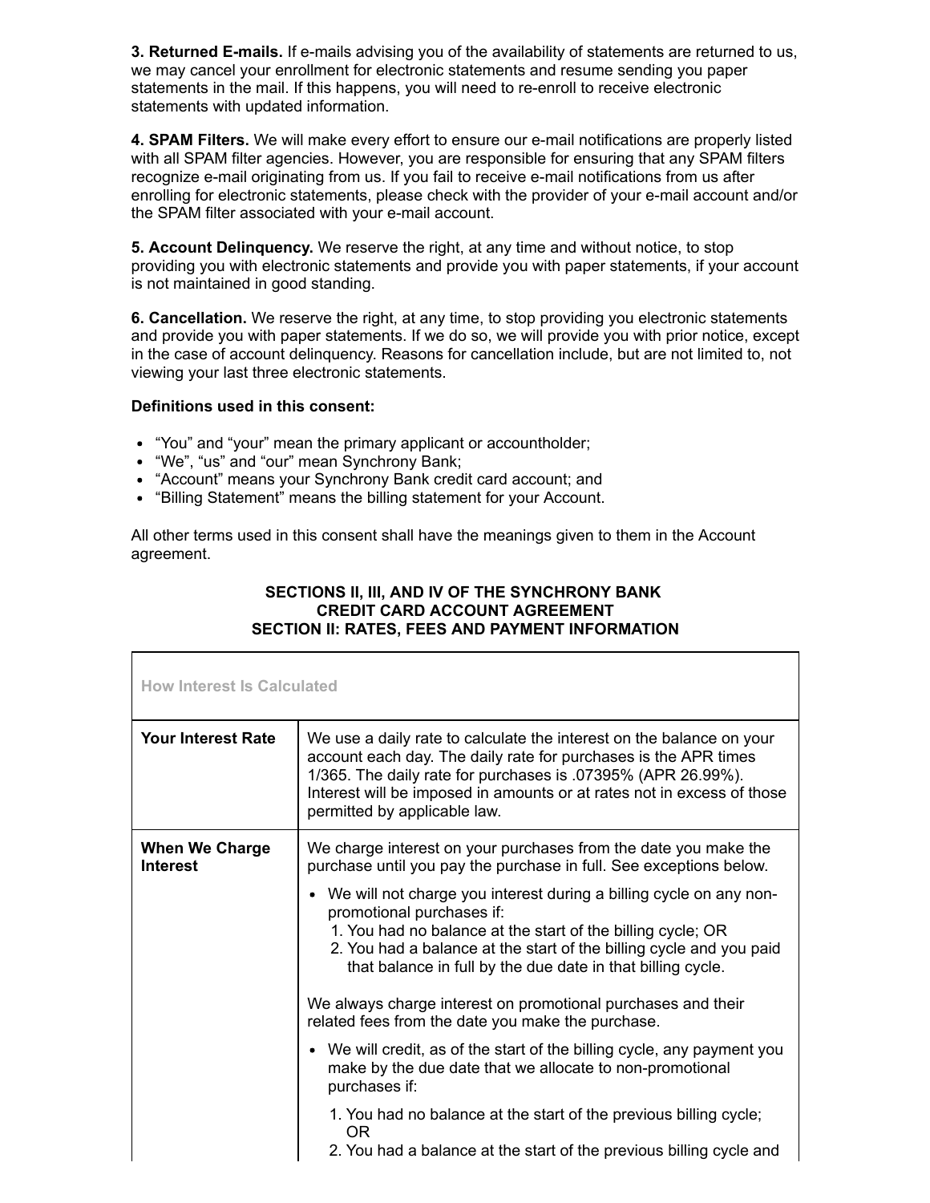**3. Returned E-mails.** If e-mails advising you of the availability of statements are returned to us, we may cancel your enrollment for electronic statements and resume sending you paper statements in the mail. If this happens, you will need to re-enroll to receive electronic statements with updated information.

**4. SPAM Filters.** We will make every effort to ensure our e-mail notifications are properly listed with all SPAM filter agencies. However, you are responsible for ensuring that any SPAM filters recognize e-mail originating from us. If you fail to receive e-mail notifications from us after enrolling for electronic statements, please check with the provider of your e-mail account and/or the SPAM filter associated with your e-mail account.

**5. Account Delinquency.** We reserve the right, at any time and without notice, to stop providing you with electronic statements and provide you with paper statements, if your account is not maintained in good standing.

**6. Cancellation.** We reserve the right, at any time, to stop providing you electronic statements and provide you with paper statements. If we do so, we will provide you with prior notice, except in the case of account delinquency. Reasons for cancellation include, but are not limited to, not viewing your last three electronic statements.

**Definitions used in this consent:**

- "You" and "your" mean the primary applicant or accountholder;
- "We", "us" and "our" mean Synchrony Bank;
- "Account" means your Synchrony Bank credit card account; and
- "Billing Statement" means the billing statement for your Account.

All other terms used in this consent shall have the meanings given to them in the Account agreement.

## SECTIONS II, III, AND IV OF THE SYNCHRONY BANK CREDIT CARD ACCOUNT AGREEMENT
## SECTION II: RATES, FEES AND PAYMENT INFORMATION

| How Interest Is Calculated | |
|---|---|
| **Your Interest Rate** | We use a daily rate to calculate the interest on the balance on your account each day. The daily rate for purchases is the APR times 1/365. The daily rate for purchases is .07395% (APR 26.99%). Interest will be imposed in amounts or at rates not in excess of those permitted by applicable law. |
| **When We Charge Interest** | We charge interest on your purchases from the date you make the purchase until you pay the purchase in full. See exceptions below.<br><br>• We will not charge you interest during a billing cycle on any non-promotional purchases if:<br>1. You had no balance at the start of the billing cycle; OR<br>2. You had a balance at the start of the billing cycle and you paid that balance in full by the due date in that billing cycle.<br><br>We always charge interest on promotional purchases and their related fees from the date you make the purchase.<br><br>• We will credit, as of the start of the billing cycle, any payment you make by the due date that we allocate to non-promotional purchases if:<br>1. You had no balance at the start of the previous billing cycle; OR<br>2. You had a balance at the start of the previous billing cycle and |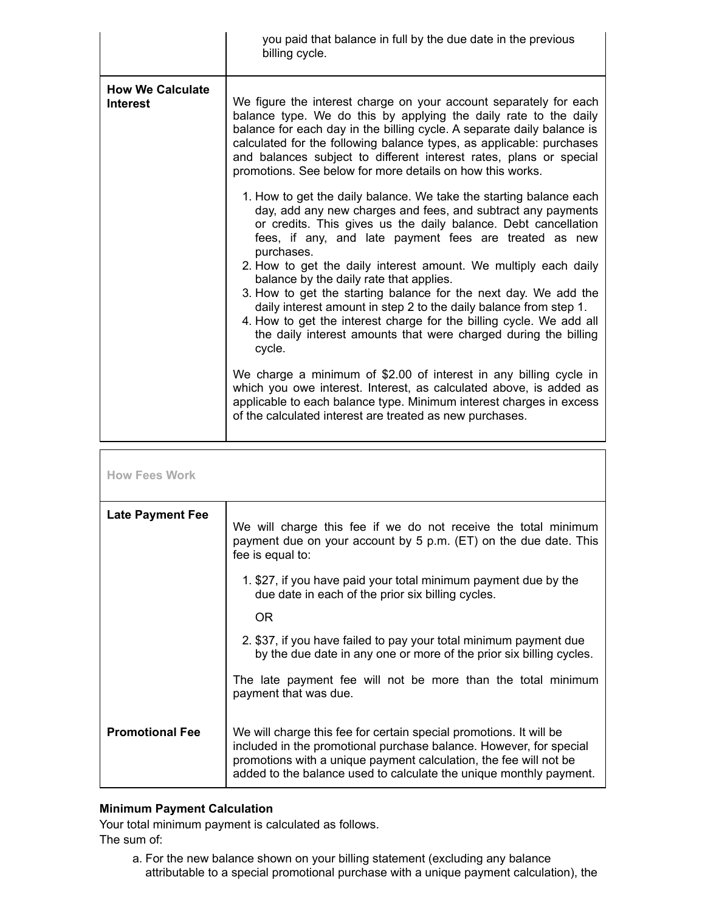| | |
|---|---|
| | you paid that balance in full by the due date in the previous billing cycle. |
| **How We Calculate Interest** | We figure the interest charge on your account separately for each balance type. We do this by applying the daily rate to the daily balance for each day in the billing cycle. A separate daily balance is calculated for the following balance types, as applicable: purchases and balances subject to different interest rates, plans or special promotions. See below for more details on how this works.<br><br>1. How to get the daily balance. We take the starting balance each day, add any new charges and fees, and subtract any payments or credits. This gives us the daily balance. Debt cancellation fees, if any, and late payment fees are treated as new purchases.<br>2. How to get the daily interest amount. We multiply each daily balance by the daily rate that applies.<br>3. How to get the starting balance for the next day. We add the daily interest amount in step 2 to the daily balance from step 1.<br>4. How to get the interest charge for the billing cycle. We add all the daily interest amounts that were charged during the billing cycle.<br><br>We charge a minimum of $2.00 of interest in any billing cycle in which you owe interest. Interest, as calculated above, is added as applicable to each balance type. Minimum interest charges in excess of the calculated interest are treated as new purchases. |

| How Fees Work | |
|---|---|
| **Late Payment Fee** | We will charge this fee if we do not receive the total minimum payment due on your account by 5 p.m. (ET) on the due date. This fee is equal to:<br><br>1. $27, if you have paid your total minimum payment due by the due date in each of the prior six billing cycles.<br><br>OR<br><br>2. $37, if you have failed to pay your total minimum payment due by the due date in any one or more of the prior six billing cycles.<br><br>The late payment fee will not be more than the total minimum payment that was due. |
| **Promotional Fee** | We will charge this fee for certain special promotions. It will be included in the promotional purchase balance. However, for special promotions with a unique payment calculation, the fee will not be added to the balance used to calculate the unique monthly payment. |

**Minimum Payment Calculation**

Your total minimum payment is calculated as follows.
The sum of:

a. For the new balance shown on your billing statement (excluding any balance attributable to a special promotional purchase with a unique payment calculation), the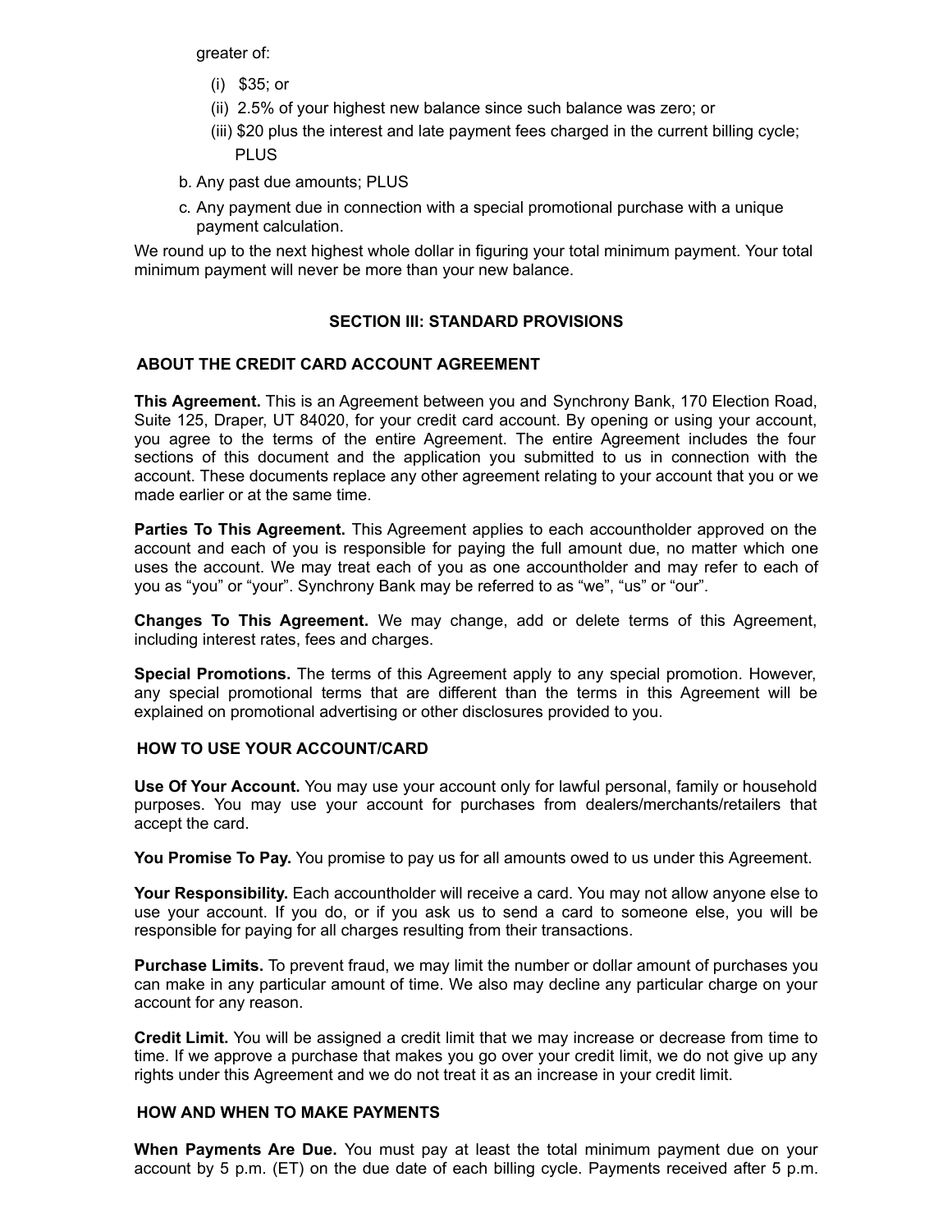greater of:

(i) $35; or

(ii) 2.5% of your highest new balance since such balance was zero; or

(iii) $20 plus the interest and late payment fees charged in the current billing cycle; PLUS

b. Any past due amounts; PLUS

c. Any payment due in connection with a special promotional purchase with a unique payment calculation.

We round up to the next highest whole dollar in figuring your total minimum payment. Your total minimum payment will never be more than your new balance.

## SECTION III: STANDARD PROVISIONS

### ABOUT THE CREDIT CARD ACCOUNT AGREEMENT

**This Agreement.** This is an Agreement between you and Synchrony Bank, 170 Election Road, Suite 125, Draper, UT 84020, for your credit card account. By opening or using your account, you agree to the terms of the entire Agreement. The entire Agreement includes the four sections of this document and the application you submitted to us in connection with the account. These documents replace any other agreement relating to your account that you or we made earlier or at the same time.

**Parties To This Agreement.** This Agreement applies to each accountholder approved on the account and each of you is responsible for paying the full amount due, no matter which one uses the account. We may treat each of you as one accountholder and may refer to each of you as "you" or "your". Synchrony Bank may be referred to as "we", "us" or "our".

**Changes To This Agreement.** We may change, add or delete terms of this Agreement, including interest rates, fees and charges.

**Special Promotions.** The terms of this Agreement apply to any special promotion. However, any special promotional terms that are different than the terms in this Agreement will be explained on promotional advertising or other disclosures provided to you.

### HOW TO USE YOUR ACCOUNT/CARD

**Use Of Your Account.** You may use your account only for lawful personal, family or household purposes. You may use your account for purchases from dealers/merchants/retailers that accept the card.

**You Promise To Pay.** You promise to pay us for all amounts owed to us under this Agreement.

**Your Responsibility.** Each accountholder will receive a card. You may not allow anyone else to use your account. If you do, or if you ask us to send a card to someone else, you will be responsible for paying for all charges resulting from their transactions.

**Purchase Limits.** To prevent fraud, we may limit the number or dollar amount of purchases you can make in any particular amount of time. We also may decline any particular charge on your account for any reason.

**Credit Limit.** You will be assigned a credit limit that we may increase or decrease from time to time. If we approve a purchase that makes you go over your credit limit, we do not give up any rights under this Agreement and we do not treat it as an increase in your credit limit.

### HOW AND WHEN TO MAKE PAYMENTS

**When Payments Are Due.** You must pay at least the total minimum payment due on your account by 5 p.m. (ET) on the due date of each billing cycle. Payments received after 5 p.m.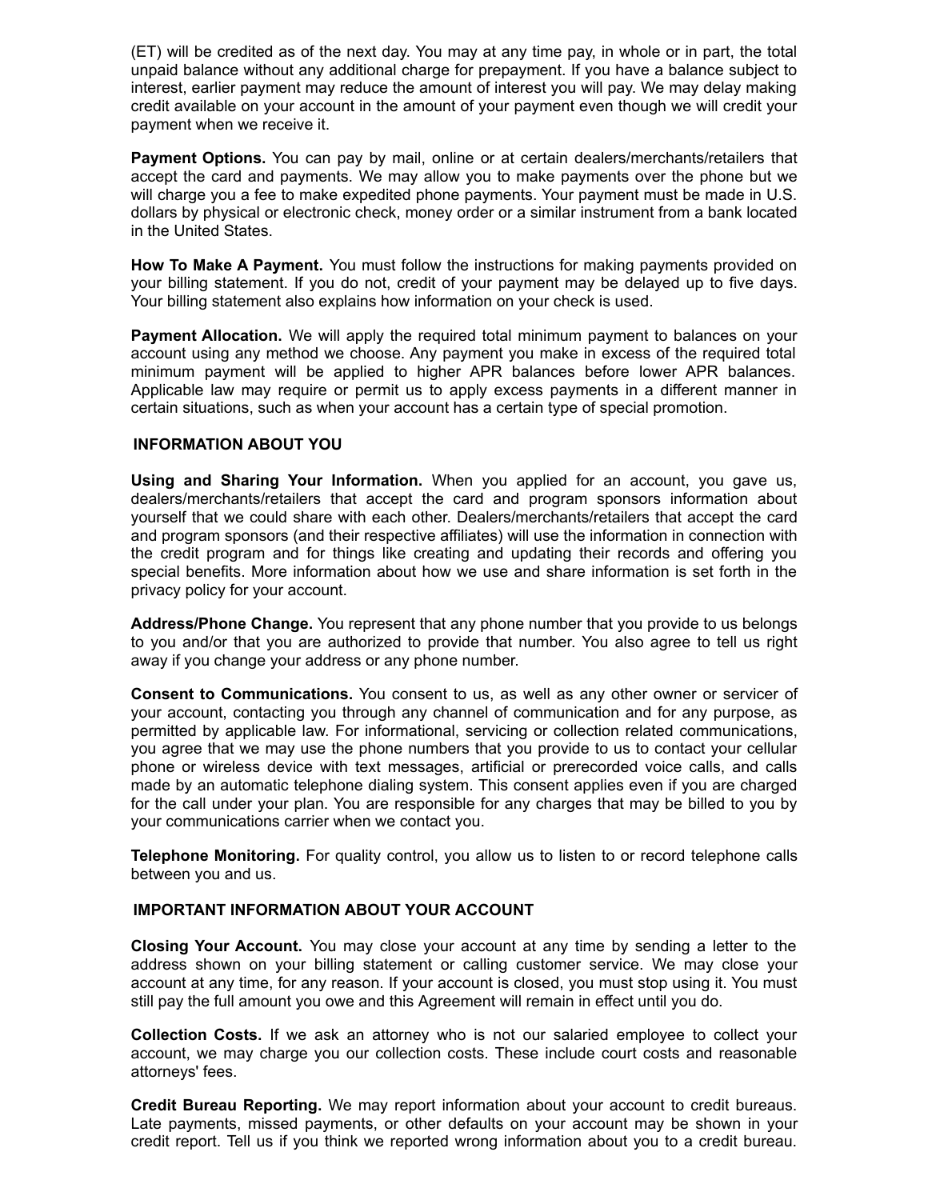(ET) will be credited as of the next day. You may at any time pay, in whole or in part, the total unpaid balance without any additional charge for prepayment. If you have a balance subject to interest, earlier payment may reduce the amount of interest you will pay. We may delay making credit available on your account in the amount of your payment even though we will credit your payment when we receive it.

**Payment Options.** You can pay by mail, online or at certain dealers/merchants/retailers that accept the card and payments. We may allow you to make payments over the phone but we will charge you a fee to make expedited phone payments. Your payment must be made in U.S. dollars by physical or electronic check, money order or a similar instrument from a bank located in the United States.

**How To Make A Payment.** You must follow the instructions for making payments provided on your billing statement. If you do not, credit of your payment may be delayed up to five days. Your billing statement also explains how information on your check is used.

**Payment Allocation.** We will apply the required total minimum payment to balances on your account using any method we choose. Any payment you make in excess of the required total minimum payment will be applied to higher APR balances before lower APR balances. Applicable law may require or permit us to apply excess payments in a different manner in certain situations, such as when your account has a certain type of special promotion.

## INFORMATION ABOUT YOU

**Using and Sharing Your Information.** When you applied for an account, you gave us, dealers/merchants/retailers that accept the card and program sponsors information about yourself that we could share with each other. Dealers/merchants/retailers that accept the card and program sponsors (and their respective affiliates) will use the information in connection with the credit program and for things like creating and updating their records and offering you special benefits. More information about how we use and share information is set forth in the privacy policy for your account.

**Address/Phone Change.** You represent that any phone number that you provide to us belongs to you and/or that you are authorized to provide that number. You also agree to tell us right away if you change your address or any phone number.

**Consent to Communications.** You consent to us, as well as any other owner or servicer of your account, contacting you through any channel of communication and for any purpose, as permitted by applicable law. For informational, servicing or collection related communications, you agree that we may use the phone numbers that you provide to us to contact your cellular phone or wireless device with text messages, artificial or prerecorded voice calls, and calls made by an automatic telephone dialing system. This consent applies even if you are charged for the call under your plan. You are responsible for any charges that may be billed to you by your communications carrier when we contact you.

**Telephone Monitoring.** For quality control, you allow us to listen to or record telephone calls between you and us.

## IMPORTANT INFORMATION ABOUT YOUR ACCOUNT

**Closing Your Account.** You may close your account at any time by sending a letter to the address shown on your billing statement or calling customer service. We may close your account at any time, for any reason. If your account is closed, you must stop using it. You must still pay the full amount you owe and this Agreement will remain in effect until you do.

**Collection Costs.** If we ask an attorney who is not our salaried employee to collect your account, we may charge you our collection costs. These include court costs and reasonable attorneys' fees.

**Credit Bureau Reporting.** We may report information about your account to credit bureaus. Late payments, missed payments, or other defaults on your account may be shown in your credit report. Tell us if you think we reported wrong information about you to a credit bureau.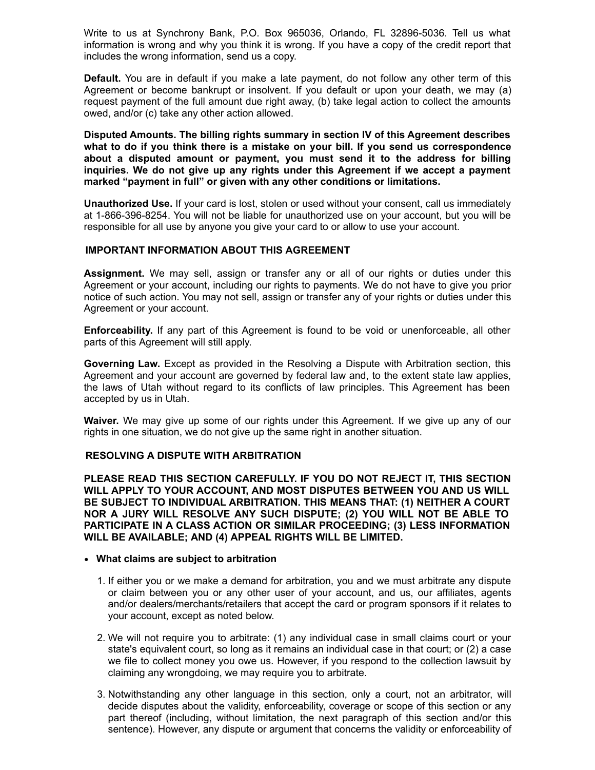Write to us at Synchrony Bank, P.O. Box 965036, Orlando, FL 32896-5036. Tell us what information is wrong and why you think it is wrong. If you have a copy of the credit report that includes the wrong information, send us a copy.

**Default.** You are in default if you make a late payment, do not follow any other term of this Agreement or become bankrupt or insolvent. If you default or upon your death, we may (a) request payment of the full amount due right away, (b) take legal action to collect the amounts owed, and/or (c) take any other action allowed.

**Disputed Amounts. The billing rights summary in section IV of this Agreement describes what to do if you think there is a mistake on your bill. If you send us correspondence about a disputed amount or payment, you must send it to the address for billing inquiries. We do not give up any rights under this Agreement if we accept a payment marked "payment in full" or given with any other conditions or limitations.**

**Unauthorized Use.** If your card is lost, stolen or used without your consent, call us immediately at 1-866-396-8254. You will not be liable for unauthorized use on your account, but you will be responsible for all use by anyone you give your card to or allow to use your account.

### IMPORTANT INFORMATION ABOUT THIS AGREEMENT

**Assignment.** We may sell, assign or transfer any or all of our rights or duties under this Agreement or your account, including our rights to payments. We do not have to give you prior notice of such action. You may not sell, assign or transfer any of your rights or duties under this Agreement or your account.

**Enforceability.** If any part of this Agreement is found to be void or unenforceable, all other parts of this Agreement will still apply.

**Governing Law.** Except as provided in the Resolving a Dispute with Arbitration section, this Agreement and your account are governed by federal law and, to the extent state law applies, the laws of Utah without regard to its conflicts of law principles. This Agreement has been accepted by us in Utah.

**Waiver.** We may give up some of our rights under this Agreement. If we give up any of our rights in one situation, we do not give up the same right in another situation.

### RESOLVING A DISPUTE WITH ARBITRATION

**PLEASE READ THIS SECTION CAREFULLY. IF YOU DO NOT REJECT IT, THIS SECTION WILL APPLY TO YOUR ACCOUNT, AND MOST DISPUTES BETWEEN YOU AND US WILL BE SUBJECT TO INDIVIDUAL ARBITRATION. THIS MEANS THAT: (1) NEITHER A COURT NOR A JURY WILL RESOLVE ANY SUCH DISPUTE; (2) YOU WILL NOT BE ABLE TO PARTICIPATE IN A CLASS ACTION OR SIMILAR PROCEEDING; (3) LESS INFORMATION WILL BE AVAILABLE; AND (4) APPEAL RIGHTS WILL BE LIMITED.**

- **What claims are subject to arbitration**

  1. If either you or we make a demand for arbitration, you and we must arbitrate any dispute or claim between you or any other user of your account, and us, our affiliates, agents and/or dealers/merchants/retailers that accept the card or program sponsors if it relates to your account, except as noted below.

  2. We will not require you to arbitrate: (1) any individual case in small claims court or your state's equivalent court, so long as it remains an individual case in that court; or (2) a case we file to collect money you owe us. However, if you respond to the collection lawsuit by claiming any wrongdoing, we may require you to arbitrate.

  3. Notwithstanding any other language in this section, only a court, not an arbitrator, will decide disputes about the validity, enforceability, coverage or scope of this section or any part thereof (including, without limitation, the next paragraph of this section and/or this sentence). However, any dispute or argument that concerns the validity or enforceability of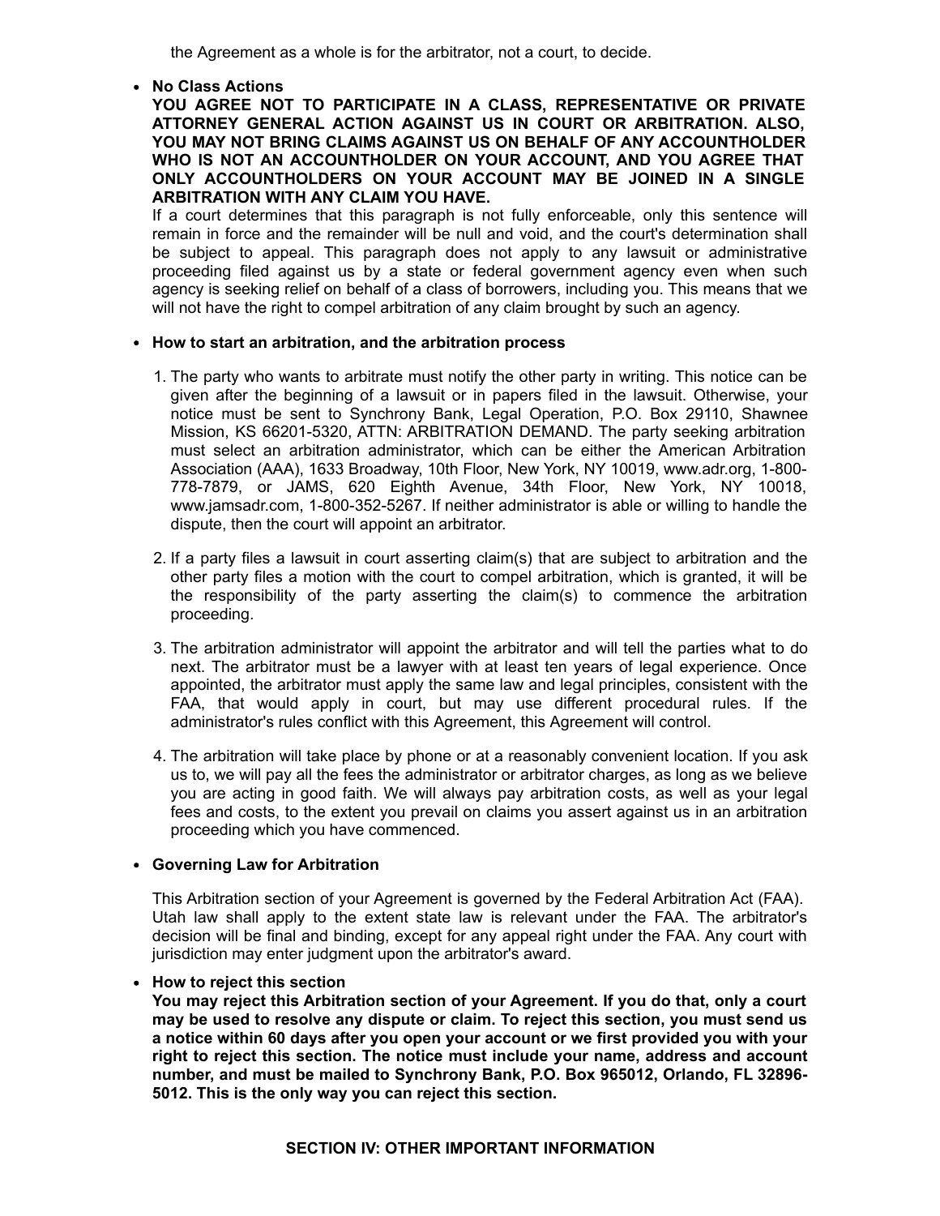the Agreement as a whole is for the arbitrator, not a court, to decide.

- **No Class Actions**
  **YOU AGREE NOT TO PARTICIPATE IN A CLASS, REPRESENTATIVE OR PRIVATE ATTORNEY GENERAL ACTION AGAINST US IN COURT OR ARBITRATION. ALSO, YOU MAY NOT BRING CLAIMS AGAINST US ON BEHALF OF ANY ACCOUNTHOLDER WHO IS NOT AN ACCOUNTHOLDER ON YOUR ACCOUNT, AND YOU AGREE THAT ONLY ACCOUNTHOLDERS ON YOUR ACCOUNT MAY BE JOINED IN A SINGLE ARBITRATION WITH ANY CLAIM YOU HAVE.**
  If a court determines that this paragraph is not fully enforceable, only this sentence will remain in force and the remainder will be null and void, and the court's determination shall be subject to appeal. This paragraph does not apply to any lawsuit or administrative proceeding filed against us by a state or federal government agency even when such agency is seeking relief on behalf of a class of borrowers, including you. This means that we will not have the right to compel arbitration of any claim brought by such an agency.

- **How to start an arbitration, and the arbitration process**

  1. The party who wants to arbitrate must notify the other party in writing. This notice can be given after the beginning of a lawsuit or in papers filed in the lawsuit. Otherwise, your notice must be sent to Synchrony Bank, Legal Operation, P.O. Box 29110, Shawnee Mission, KS 66201-5320, ATTN: ARBITRATION DEMAND. The party seeking arbitration must select an arbitration administrator, which can be either the American Arbitration Association (AAA), 1633 Broadway, 10th Floor, New York, NY 10019, www.adr.org, 1-800-778-7879, or JAMS, 620 Eighth Avenue, 34th Floor, New York, NY 10018, www.jamsadr.com, 1-800-352-5267. If neither administrator is able or willing to handle the dispute, then the court will appoint an arbitrator.

  2. If a party files a lawsuit in court asserting claim(s) that are subject to arbitration and the other party files a motion with the court to compel arbitration, which is granted, it will be the responsibility of the party asserting the claim(s) to commence the arbitration proceeding.

  3. The arbitration administrator will appoint the arbitrator and will tell the parties what to do next. The arbitrator must be a lawyer with at least ten years of legal experience. Once appointed, the arbitrator must apply the same law and legal principles, consistent with the FAA, that would apply in court, but may use different procedural rules. If the administrator's rules conflict with this Agreement, this Agreement will control.

  4. The arbitration will take place by phone or at a reasonably convenient location. If you ask us to, we will pay all the fees the administrator or arbitrator charges, as long as we believe you are acting in good faith. We will always pay arbitration costs, as well as your legal fees and costs, to the extent you prevail on claims you assert against us in an arbitration proceeding which you have commenced.

- **Governing Law for Arbitration**

  This Arbitration section of your Agreement is governed by the Federal Arbitration Act (FAA). Utah law shall apply to the extent state law is relevant under the FAA. The arbitrator's decision will be final and binding, except for any appeal right under the FAA. Any court with jurisdiction may enter judgment upon the arbitrator's award.

- **How to reject this section**
  **You may reject this Arbitration section of your Agreement. If you do that, only a court may be used to resolve any dispute or claim. To reject this section, you must send us a notice within 60 days after you open your account or we first provided you with your right to reject this section. The notice must include your name, address and account number, and must be mailed to Synchrony Bank, P.O. Box 965012, Orlando, FL 32896-5012. This is the only way you can reject this section.**

## SECTION IV: OTHER IMPORTANT INFORMATION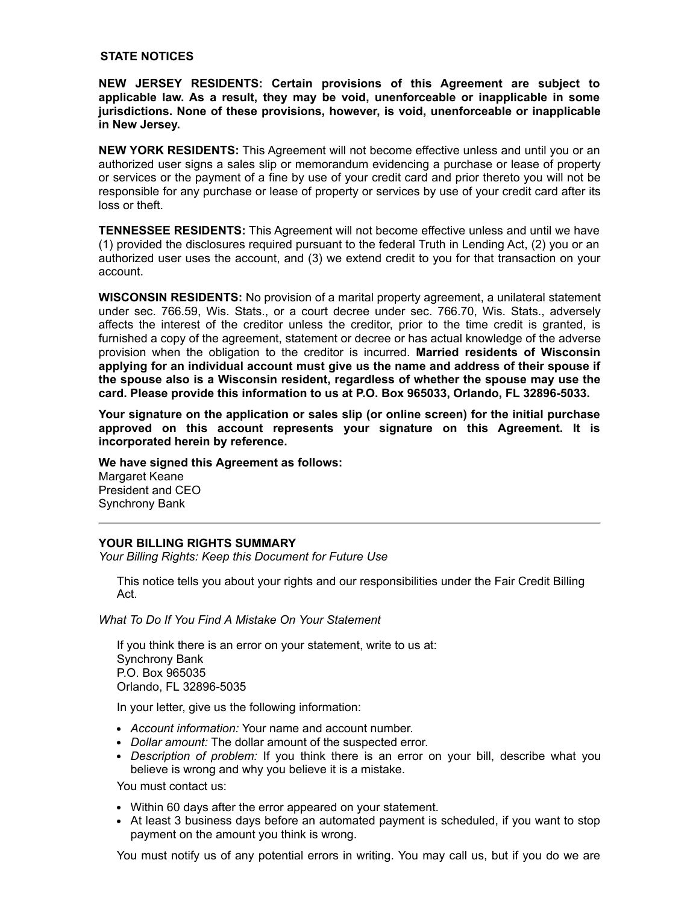## STATE NOTICES

**NEW JERSEY RESIDENTS: Certain provisions of this Agreement are subject to applicable law. As a result, they may be void, unenforceable or inapplicable in some jurisdictions. None of these provisions, however, is void, unenforceable or inapplicable in New Jersey.**

**NEW YORK RESIDENTS:** This Agreement will not become effective unless and until you or an authorized user signs a sales slip or memorandum evidencing a purchase or lease of property or services or the payment of a fine by use of your credit card and prior thereto you will not be responsible for any purchase or lease of property or services by use of your credit card after its loss or theft.

**TENNESSEE RESIDENTS:** This Agreement will not become effective unless and until we have (1) provided the disclosures required pursuant to the federal Truth in Lending Act, (2) you or an authorized user uses the account, and (3) we extend credit to you for that transaction on your account.

**WISCONSIN RESIDENTS:** No provision of a marital property agreement, a unilateral statement under sec. 766.59, Wis. Stats., or a court decree under sec. 766.70, Wis. Stats., adversely affects the interest of the creditor unless the creditor, prior to the time credit is granted, is furnished a copy of the agreement, statement or decree or has actual knowledge of the adverse provision when the obligation to the creditor is incurred. **Married residents of Wisconsin applying for an individual account must give us the name and address of their spouse if the spouse also is a Wisconsin resident, regardless of whether the spouse may use the card. Please provide this information to us at P.O. Box 965033, Orlando, FL 32896-5033.**

**Your signature on the application or sales slip (or online screen) for the initial purchase approved on this account represents your signature on this Agreement. It is incorporated herein by reference.**

**We have signed this Agreement as follows:**
Margaret Keane
President and CEO
Synchrony Bank

---

**YOUR BILLING RIGHTS SUMMARY**
*Your Billing Rights: Keep this Document for Future Use*

This notice tells you about your rights and our responsibilities under the Fair Credit Billing Act.

*What To Do If You Find A Mistake On Your Statement*

If you think there is an error on your statement, write to us at:
Synchrony Bank
P.O. Box 965035
Orlando, FL 32896-5035

In your letter, give us the following information:

- *Account information:* Your name and account number.
- *Dollar amount:* The dollar amount of the suspected error.
- *Description of problem:* If you think there is an error on your bill, describe what you believe is wrong and why you believe it is a mistake.

You must contact us:

- Within 60 days after the error appeared on your statement.
- At least 3 business days before an automated payment is scheduled, if you want to stop payment on the amount you think is wrong.

You must notify us of any potential errors in writing. You may call us, but if you do we are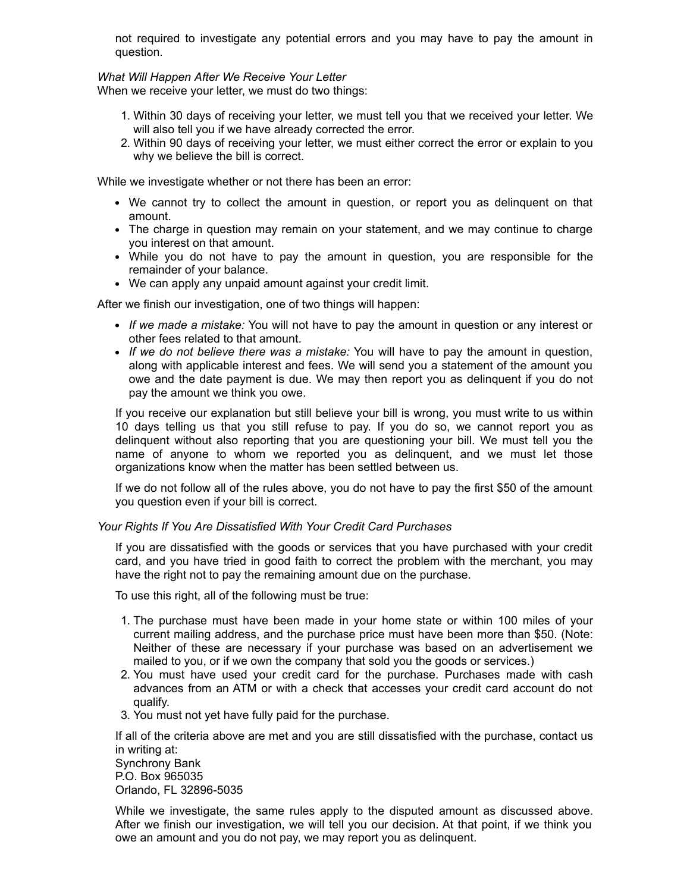not required to investigate any potential errors and you may have to pay the amount in question.

*What Will Happen After We Receive Your Letter*

When we receive your letter, we must do two things:

1. Within 30 days of receiving your letter, we must tell you that we received your letter. We will also tell you if we have already corrected the error.
2. Within 90 days of receiving your letter, we must either correct the error or explain to you why we believe the bill is correct.

While we investigate whether or not there has been an error:

- We cannot try to collect the amount in question, or report you as delinquent on that amount.
- The charge in question may remain on your statement, and we may continue to charge you interest on that amount.
- While you do not have to pay the amount in question, you are responsible for the remainder of your balance.
- We can apply any unpaid amount against your credit limit.

After we finish our investigation, one of two things will happen:

- *If we made a mistake:* You will not have to pay the amount in question or any interest or other fees related to that amount.
- *If we do not believe there was a mistake:* You will have to pay the amount in question, along with applicable interest and fees. We will send you a statement of the amount you owe and the date payment is due. We may then report you as delinquent if you do not pay the amount we think you owe.

If you receive our explanation but still believe your bill is wrong, you must write to us within 10 days telling us that you still refuse to pay. If you do so, we cannot report you as delinquent without also reporting that you are questioning your bill. We must tell you the name of anyone to whom we reported you as delinquent, and we must let those organizations know when the matter has been settled between us.

If we do not follow all of the rules above, you do not have to pay the first $50 of the amount you question even if your bill is correct.

*Your Rights If You Are Dissatisfied With Your Credit Card Purchases*

If you are dissatisfied with the goods or services that you have purchased with your credit card, and you have tried in good faith to correct the problem with the merchant, you may have the right not to pay the remaining amount due on the purchase.

To use this right, all of the following must be true:

1. The purchase must have been made in your home state or within 100 miles of your current mailing address, and the purchase price must have been more than $50. (Note: Neither of these are necessary if your purchase was based on an advertisement we mailed to you, or if we own the company that sold you the goods or services.)
2. You must have used your credit card for the purchase. Purchases made with cash advances from an ATM or with a check that accesses your credit card account do not qualify.
3. You must not yet have fully paid for the purchase.

If all of the criteria above are met and you are still dissatisfied with the purchase, contact us in writing at:
Synchrony Bank
P.O. Box 965035
Orlando, FL 32896-5035

While we investigate, the same rules apply to the disputed amount as discussed above. After we finish our investigation, we will tell you our decision. At that point, if we think you owe an amount and you do not pay, we may report you as delinquent.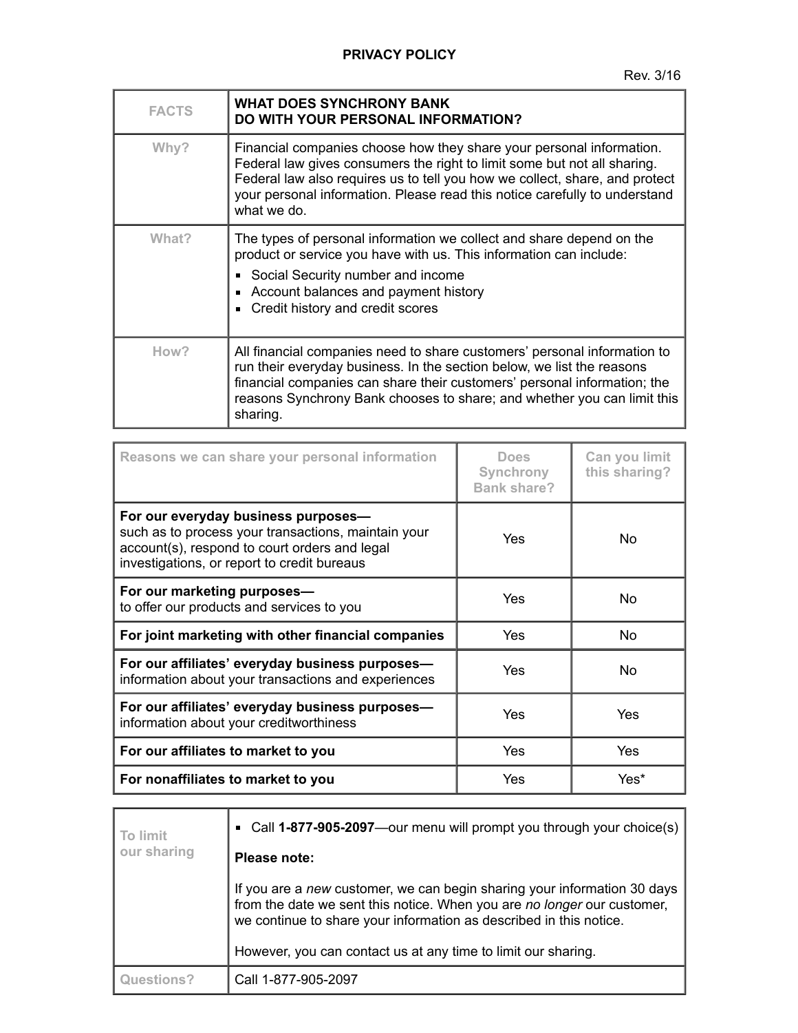# PRIVACY POLICY

Rev. 3/16

| FACTS | WHAT DOES SYNCHRONY BANK DO WITH YOUR PERSONAL INFORMATION? |
|---|---|
| Why? | Financial companies choose how they share your personal information. Federal law gives consumers the right to limit some but not all sharing. Federal law also requires us to tell you how we collect, share, and protect your personal information. Please read this notice carefully to understand what we do. |
| What? | The types of personal information we collect and share depend on the product or service you have with us. This information can include:<br>▪ Social Security number and income<br>▪ Account balances and payment history<br>▪ Credit history and credit scores |
| How? | All financial companies need to share customers' personal information to run their everyday business. In the section below, we list the reasons financial companies can share their customers' personal information; the reasons Synchrony Bank chooses to share; and whether you can limit this sharing. |

| Reasons we can share your personal information | Does Synchrony Bank share? | Can you limit this sharing? |
|---|---|---|
| **For our everyday business purposes—** such as to process your transactions, maintain your account(s), respond to court orders and legal investigations, or report to credit bureaus | Yes | No |
| **For our marketing purposes—** to offer our products and services to you | Yes | No |
| **For joint marketing with other financial companies** | Yes | No |
| **For our affiliates' everyday business purposes—** information about your transactions and experiences | Yes | No |
| **For our affiliates' everyday business purposes—** information about your creditworthiness | Yes | Yes |
| **For our affiliates to market to you** | Yes | Yes |
| **For nonaffiliates to market to you** | Yes | Yes* |

| To limit our sharing | ▪ Call **1-877-905-2097**—our menu will prompt you through your choice(s)<br><br>**Please note:**<br><br>If you are a *new* customer, we can begin sharing your information 30 days from the date we sent this notice. When you are *no longer* our customer, we continue to share your information as described in this notice.<br><br>However, you can contact us at any time to limit our sharing. |
|---|---|
| Questions? | Call 1-877-905-2097 |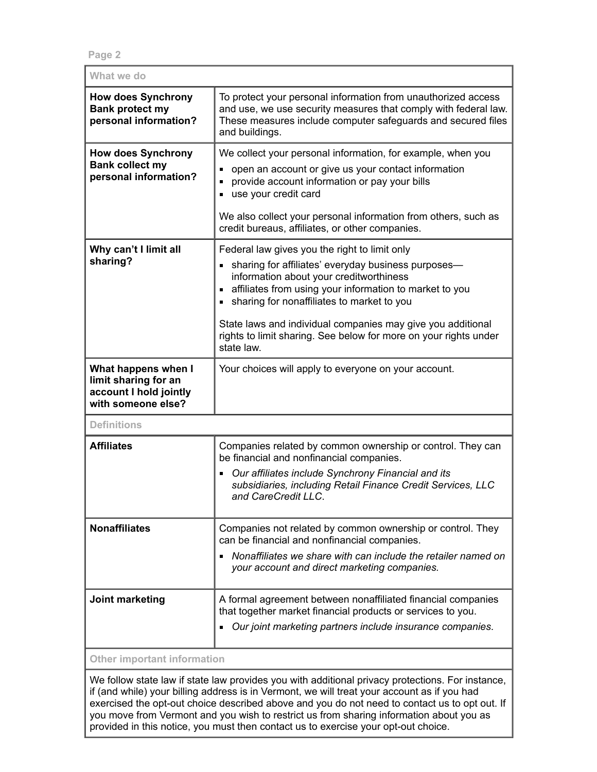| What we do | |
|---|---|
| **How does Synchrony Bank protect my personal information?** | To protect your personal information from unauthorized access and use, we use security measures that comply with federal law. These measures include computer safeguards and secured files and buildings. |
| **How does Synchrony Bank collect my personal information?** | We collect your personal information, for example, when you<br>▪ open an account or give us your contact information<br>▪ provide account information or pay your bills<br>▪ use your credit card<br><br>We also collect your personal information from others, such as credit bureaus, affiliates, or other companies. |
| **Why can't I limit all sharing?** | Federal law gives you the right to limit only<br>▪ sharing for affiliates' everyday business purposes—information about your creditworthiness<br>▪ affiliates from using your information to market to you<br>▪ sharing for nonaffiliates to market to you<br><br>State laws and individual companies may give you additional rights to limit sharing. See below for more on your rights under state law. |
| **What happens when I limit sharing for an account I hold jointly with someone else?** | Your choices will apply to everyone on your account. |

| Definitions | |
|---|---|
| **Affiliates** | Companies related by common ownership or control. They can be financial and nonfinancial companies.<br>▪ *Our affiliates include Synchrony Financial and its subsidiaries, including Retail Finance Credit Services, LLC and CareCredit LLC*. |
| **Nonaffiliates** | Companies not related by common ownership or control. They can be financial and nonfinancial companies.<br>▪ *Nonaffiliates we share with can include the retailer named on your account and direct marketing companies.* |
| **Joint marketing** | A formal agreement between nonaffiliated financial companies that together market financial products or services to you.<br>▪ *Our joint marketing partners include insurance companies*. |

| Other important information |
|---|
| We follow state law if state law provides you with additional privacy protections. For instance, if (and while) your billing address is in Vermont, we will treat your account as if you had exercised the opt-out choice described above and you do not need to contact us to opt out. If you move from Vermont and you wish to restrict us from sharing information about you as provided in this notice, you must then contact us to exercise your opt-out choice. |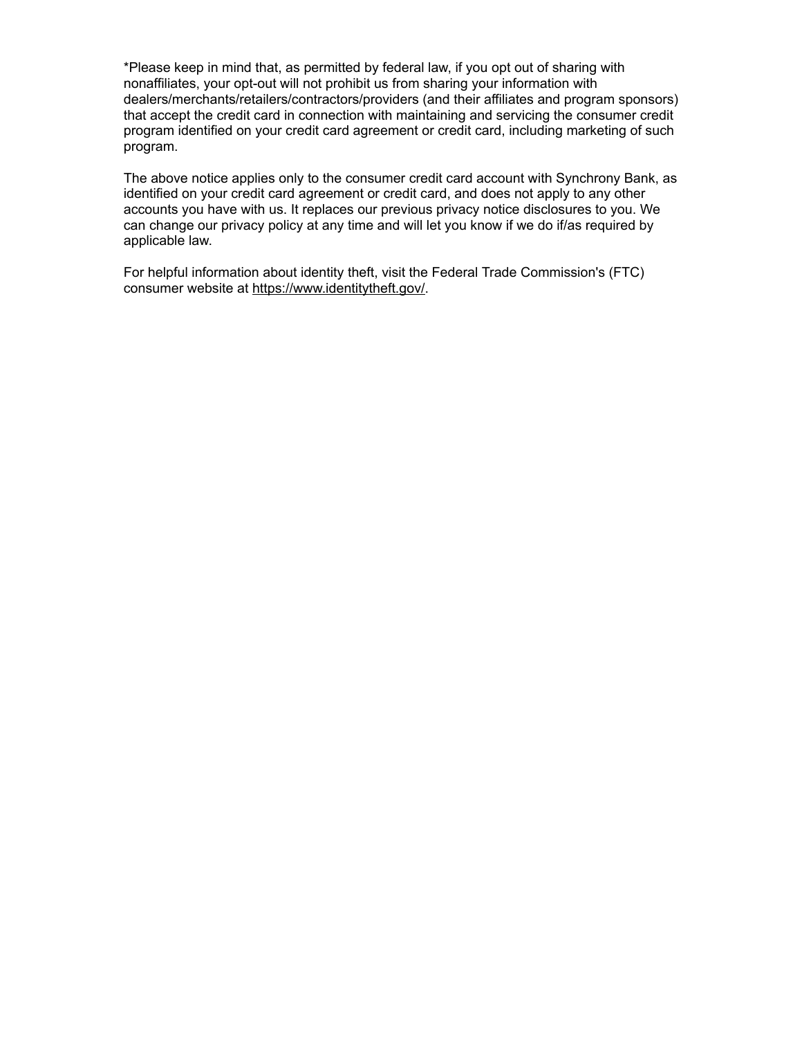*Please keep in mind that, as permitted by federal law, if you opt out of sharing with nonaffiliates, your opt-out will not prohibit us from sharing your information with dealers/merchants/retailers/contractors/providers (and their affiliates and program sponsors) that accept the credit card in connection with maintaining and servicing the consumer credit program identified on your credit card agreement or credit card, including marketing of such program.

The above notice applies only to the consumer credit card account with Synchrony Bank, as identified on your credit card agreement or credit card, and does not apply to any other accounts you have with us. It replaces our previous privacy notice disclosures to you. We can change our privacy policy at any time and will let you know if we do if/as required by applicable law.

For helpful information about identity theft, visit the Federal Trade Commission's (FTC) consumer website at https://www.identitytheft.gov/.